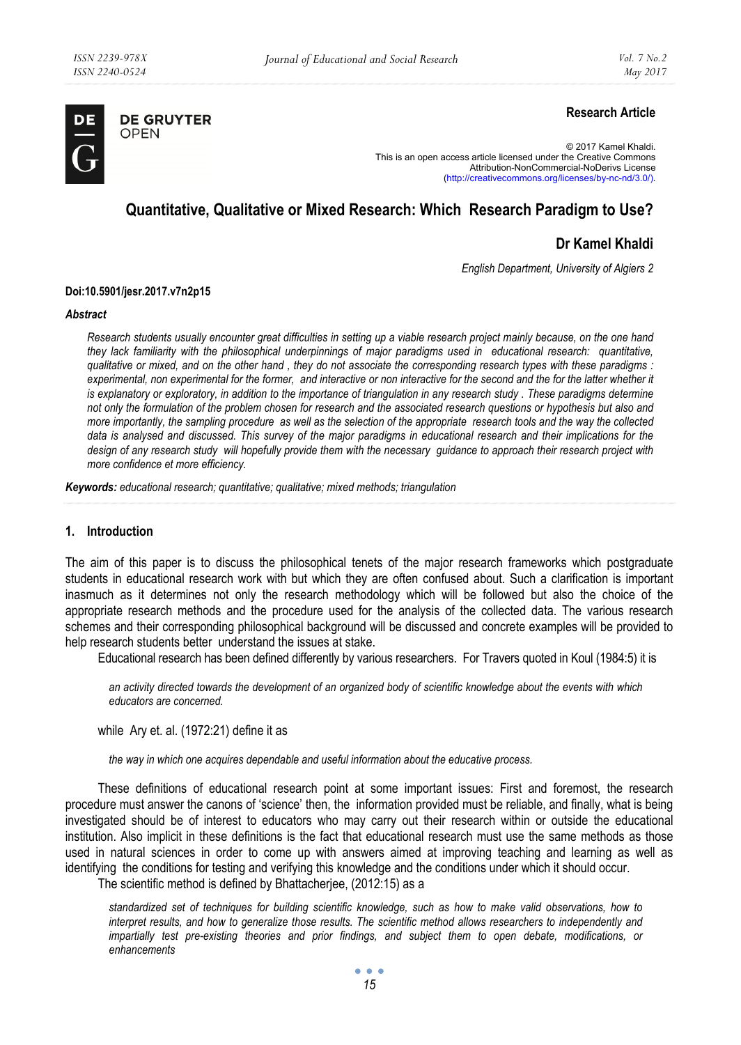**Research Article**

© 2017 Kamel Khaldi.
This is an open access article licensed under the Creative Commons Attribution-NonCommercial-NoDerivs License (http://creativecommons.org/licenses/by-nc-nd/3.0/).

# Quantitative, Qualitative or Mixed Research: Which Research Paradigm to Use?

## Dr Kamel Khaldi

*English Department, University of Algiers 2*

**Doi:10.5901/jesr.2017.v7n2p15**

***Abstract***

*Research students usually encounter great difficulties in setting up a viable research project mainly because, on the one hand they lack familiarity with the philosophical underpinnings of major paradigms used in educational research: quantitative, qualitative or mixed, and on the other hand , they do not associate the corresponding research types with these paradigms : experimental, non experimental for the former, and interactive or non interactive for the second and the for the latter whether it is explanatory or exploratory, in addition to the importance of triangulation in any research study . These paradigms determine not only the formulation of the problem chosen for research and the associated research questions or hypothesis but also and more importantly, the sampling procedure as well as the selection of the appropriate research tools and the way the collected data is analysed and discussed. This survey of the major paradigms in educational research and their implications for the design of any research study will hopefully provide them with the necessary guidance to approach their research project with more confidence et more efficiency.*

***Keywords:*** *educational research; quantitative; qualitative; mixed methods; triangulation*

## 1. Introduction

The aim of this paper is to discuss the philosophical tenets of the major research frameworks which postgraduate students in educational research work with but which they are often confused about. Such a clarification is important inasmuch as it determines not only the research methodology which will be followed but also the choice of the appropriate research methods and the procedure used for the analysis of the collected data. The various research schemes and their corresponding philosophical background will be discussed and concrete examples will be provided to help research students better understand the issues at stake.

Educational research has been defined differently by various researchers. For Travers quoted in Koul (1984:5) it is

> *an activity directed towards the development of an organized body of scientific knowledge about the events with which educators are concerned.*

while Ary et. al. (1972:21) define it as

> *the way in which one acquires dependable and useful information about the educative process.*

These definitions of educational research point at some important issues: First and foremost, the research procedure must answer the canons of 'science' then, the information provided must be reliable, and finally, what is being investigated should be of interest to educators who may carry out their research within or outside the educational institution. Also implicit in these definitions is the fact that educational research must use the same methods as those used in natural sciences in order to come up with answers aimed at improving teaching and learning as well as identifying the conditions for testing and verifying this knowledge and the conditions under which it should occur.

The scientific method is defined by Bhattacherjee, (2012:15) as a

> *standardized set of techniques for building scientific knowledge, such as how to make valid observations, how to interpret results, and how to generalize those results. The scientific method allows researchers to independently and impartially test pre-existing theories and prior findings, and subject them to open debate, modifications, or enhancements*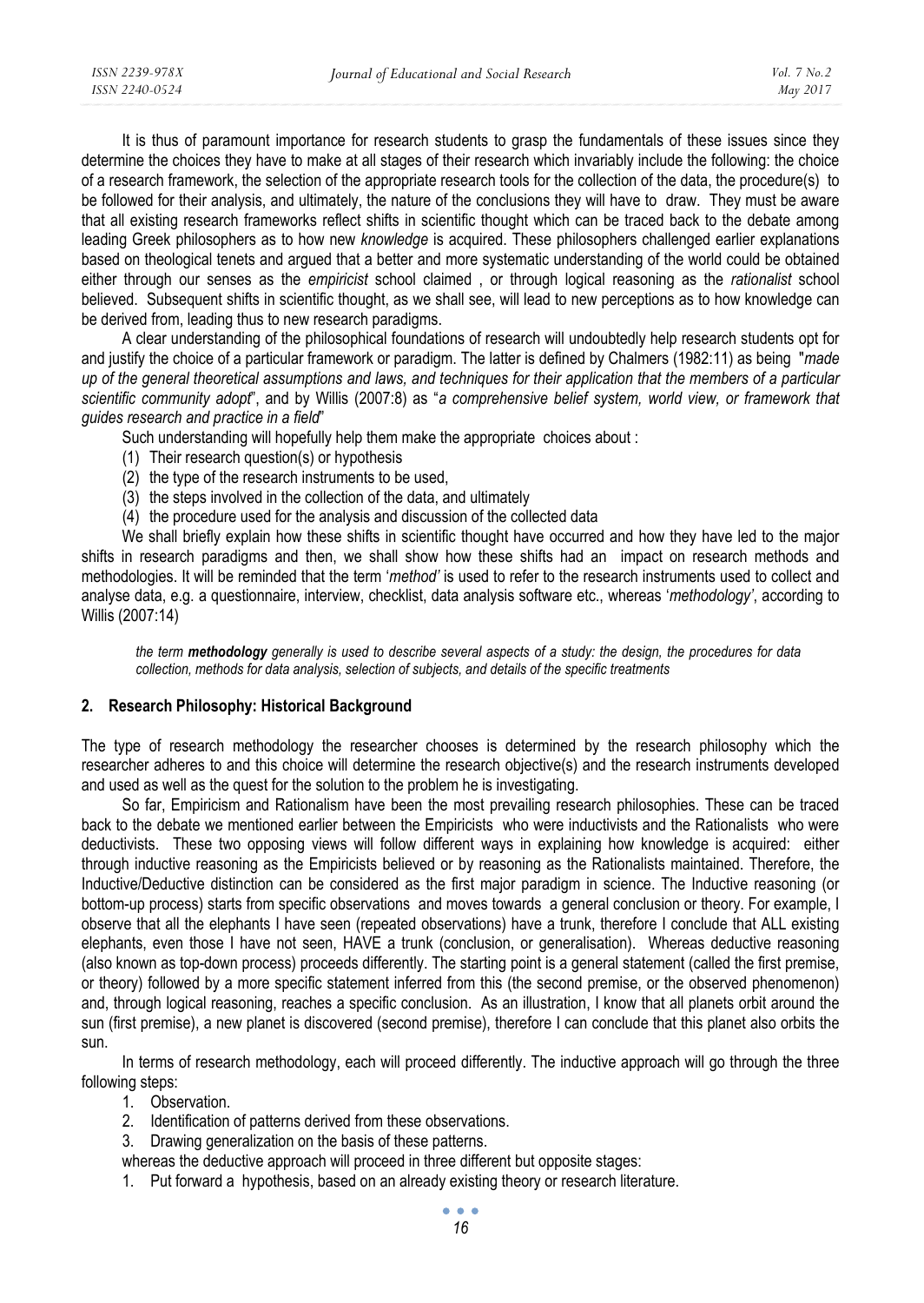It is thus of paramount importance for research students to grasp the fundamentals of these issues since they determine the choices they have to make at all stages of their research which invariably include the following: the choice of a research framework, the selection of the appropriate research tools for the collection of the data, the procedure(s) to be followed for their analysis, and ultimately, the nature of the conclusions they will have to draw. They must be aware that all existing research frameworks reflect shifts in scientific thought which can be traced back to the debate among leading Greek philosophers as to how new *knowledge* is acquired. These philosophers challenged earlier explanations based on theological tenets and argued that a better and more systematic understanding of the world could be obtained either through our senses as the *empiricist* school claimed , or through logical reasoning as the *rationalist* school believed. Subsequent shifts in scientific thought, as we shall see, will lead to new perceptions as to how knowledge can be derived from, leading thus to new research paradigms.

A clear understanding of the philosophical foundations of research will undoubtedly help research students opt for and justify the choice of a particular framework or paradigm. The latter is defined by Chalmers (1982:11) as being "*made up of the general theoretical assumptions and laws, and techniques for their application that the members of a particular scientific community adopt*", and by Willis (2007:8) as "*a comprehensive belief system, world view, or framework that guides research and practice in a field*"

Such understanding will hopefully help them make the appropriate choices about :

(1) Their research question(s) or hypothesis
(2) the type of the research instruments to be used,
(3) the steps involved in the collection of the data, and ultimately
(4) the procedure used for the analysis and discussion of the collected data

We shall briefly explain how these shifts in scientific thought have occurred and how they have led to the major shifts in research paradigms and then, we shall show how these shifts had an impact on research methods and methodologies. It will be reminded that the term '*method'* is used to refer to the research instruments used to collect and analyse data, e.g. a questionnaire, interview, checklist, data analysis software etc., whereas '*methodology'*, according to Willis (2007:14)

> *the term **methodology** generally is used to describe several aspects of a study: the design, the procedures for data collection, methods for data analysis, selection of subjects, and details of the specific treatments*

## 2. Research Philosophy: Historical Background

The type of research methodology the researcher chooses is determined by the research philosophy which the researcher adheres to and this choice will determine the research objective(s) and the research instruments developed and used as well as the quest for the solution to the problem he is investigating.

So far, Empiricism and Rationalism have been the most prevailing research philosophies. These can be traced back to the debate we mentioned earlier between the Empiricists who were inductivists and the Rationalists who were deductivists. These two opposing views will follow different ways in explaining how knowledge is acquired: either through inductive reasoning as the Empiricists believed or by reasoning as the Rationalists maintained. Therefore, the Inductive/Deductive distinction can be considered as the first major paradigm in science. The Inductive reasoning (or bottom-up process) starts from specific observations and moves towards a general conclusion or theory. For example, I observe that all the elephants I have seen (repeated observations) have a trunk, therefore I conclude that ALL existing elephants, even those I have not seen, HAVE a trunk (conclusion, or generalisation). Whereas deductive reasoning (also known as top-down process) proceeds differently. The starting point is a general statement (called the first premise, or theory) followed by a more specific statement inferred from this (the second premise, or the observed phenomenon) and, through logical reasoning, reaches a specific conclusion. As an illustration, I know that all planets orbit around the sun (first premise), a new planet is discovered (second premise), therefore I can conclude that this planet also orbits the sun.

In terms of research methodology, each will proceed differently. The inductive approach will go through the three following steps:

1. Observation.
2. Identification of patterns derived from these observations.
3. Drawing generalization on the basis of these patterns.

whereas the deductive approach will proceed in three different but opposite stages:

1. Put forward a hypothesis, based on an already existing theory or research literature.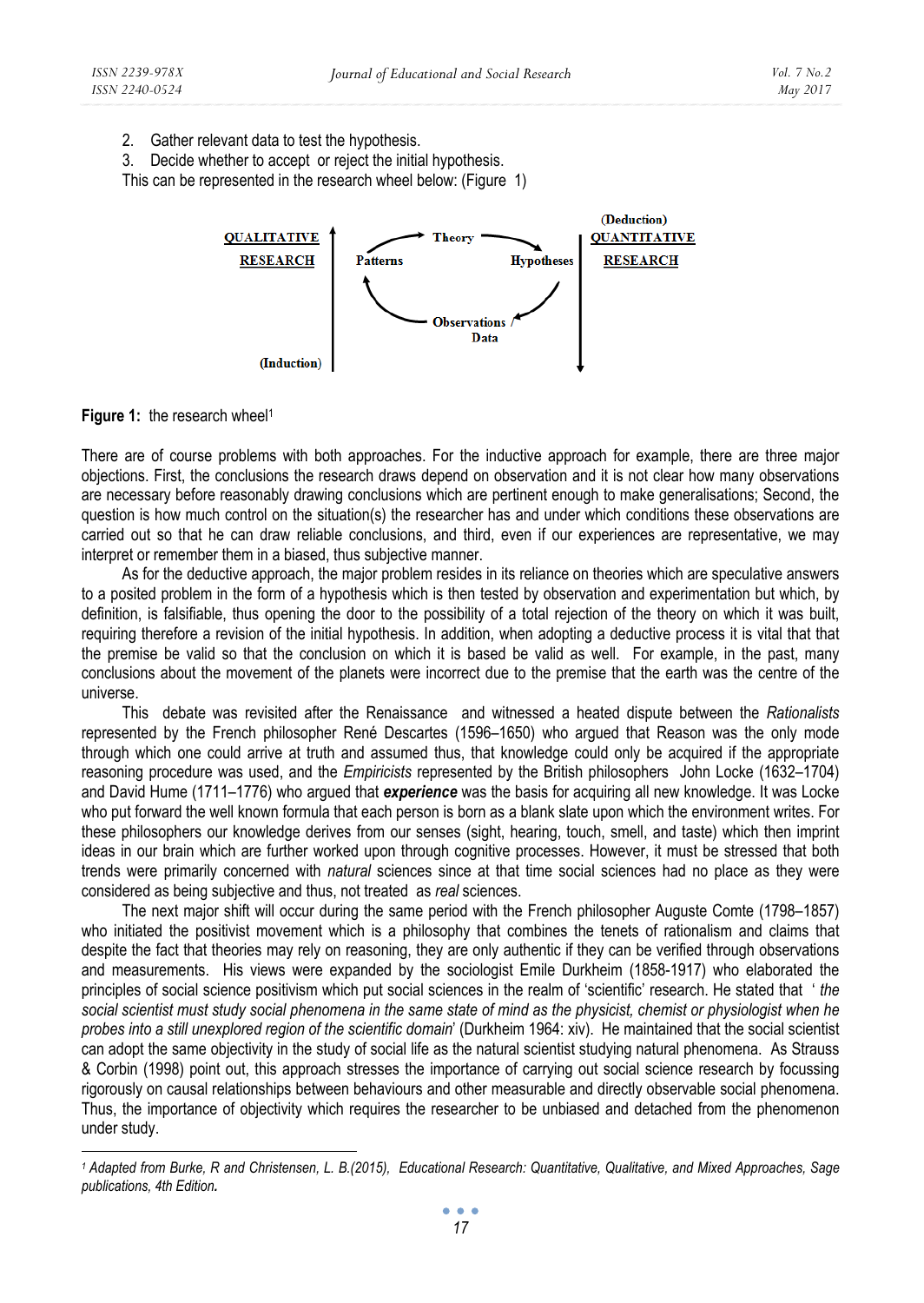2. Gather relevant data to test the hypothesis.
3. Decide whether to accept or reject the initial hypothesis.

This can be represented in the research wheel below: (Figure 1)

QUALITATIVE RESEARCH (Induction) — Patterns → Theory → Hypotheses → Observations / Data → Patterns — (Deduction) QUANTITATIVE RESEARCH

**Figure 1:** the research wheel[1]

There are of course problems with both approaches. For the inductive approach for example, there are three major objections. First, the conclusions the research draws depend on observation and it is not clear how many observations are necessary before reasonably drawing conclusions which are pertinent enough to make generalisations; Second, the question is how much control on the situation(s) the researcher has and under which conditions these observations are carried out so that he can draw reliable conclusions, and third, even if our experiences are representative, we may interpret or remember them in a biased, thus subjective manner.

As for the deductive approach, the major problem resides in its reliance on theories which are speculative answers to a posited problem in the form of a hypothesis which is then tested by observation and experimentation but which, by definition, is falsifiable, thus opening the door to the possibility of a total rejection of the theory on which it was built, requiring therefore a revision of the initial hypothesis. In addition, when adopting a deductive process it is vital that the premise be valid so that the conclusion on which it is based be valid as well. For example, in the past, many conclusions about the movement of the planets were incorrect due to the premise that the earth was the centre of the universe.

This debate was revisited after the Renaissance and witnessed a heated dispute between the *Rationalists* represented by the French philosopher René Descartes (1596–1650) who argued that Reason was the only mode through which one could arrive at truth and assumed thus, that knowledge could only be acquired if the appropriate reasoning procedure was used, and the *Empiricists* represented by the British philosophers John Locke (1632–1704) and David Hume (1711–1776) who argued that ***experience*** was the basis for acquiring all new knowledge. It was Locke who put forward the well known formula that each person is born as a blank slate upon which the environment writes. For these philosophers our knowledge derives from our senses (sight, hearing, touch, smell, and taste) which then imprint ideas in our brain which are further worked upon through cognitive processes. However, it must be stressed that both trends were primarily concerned with *natural* sciences since at that time social sciences had no place as they were considered as being subjective and thus, not treated as *real* sciences.

The next major shift will occur during the same period with the French philosopher Auguste Comte (1798–1857) who initiated the positivist movement which is a philosophy that combines the tenets of rationalism and claims that despite the fact that theories may rely on reasoning, they are only authentic if they can be verified through observations and measurements. His views were expanded by the sociologist Emile Durkheim (1858-1917) who elaborated the principles of social science positivism which put social sciences in the realm of 'scientific' research. He stated that '*the social scientist must study social phenomena in the same state of mind as the physicist, chemist or physiologist when he probes into a still unexplored region of the scientific domain*' (Durkheim 1964: xiv). He maintained that the social scientist can adopt the same objectivity in the study of social life as the natural scientist studying natural phenomena. As Strauss & Corbin (1998) point out, this approach stresses the importance of carrying out social science research by focussing rigorously on causal relationships between behaviours and other measurable and directly observable social phenomena. Thus, the importance of objectivity which requires the researcher to be unbiased and detached from the phenomenon under study.

---

[1] *Adapted from Burke, R and Christensen, L. B.(2015), Educational Research: Quantitative, Qualitative, and Mixed Approaches, Sage publications, 4th Edition.*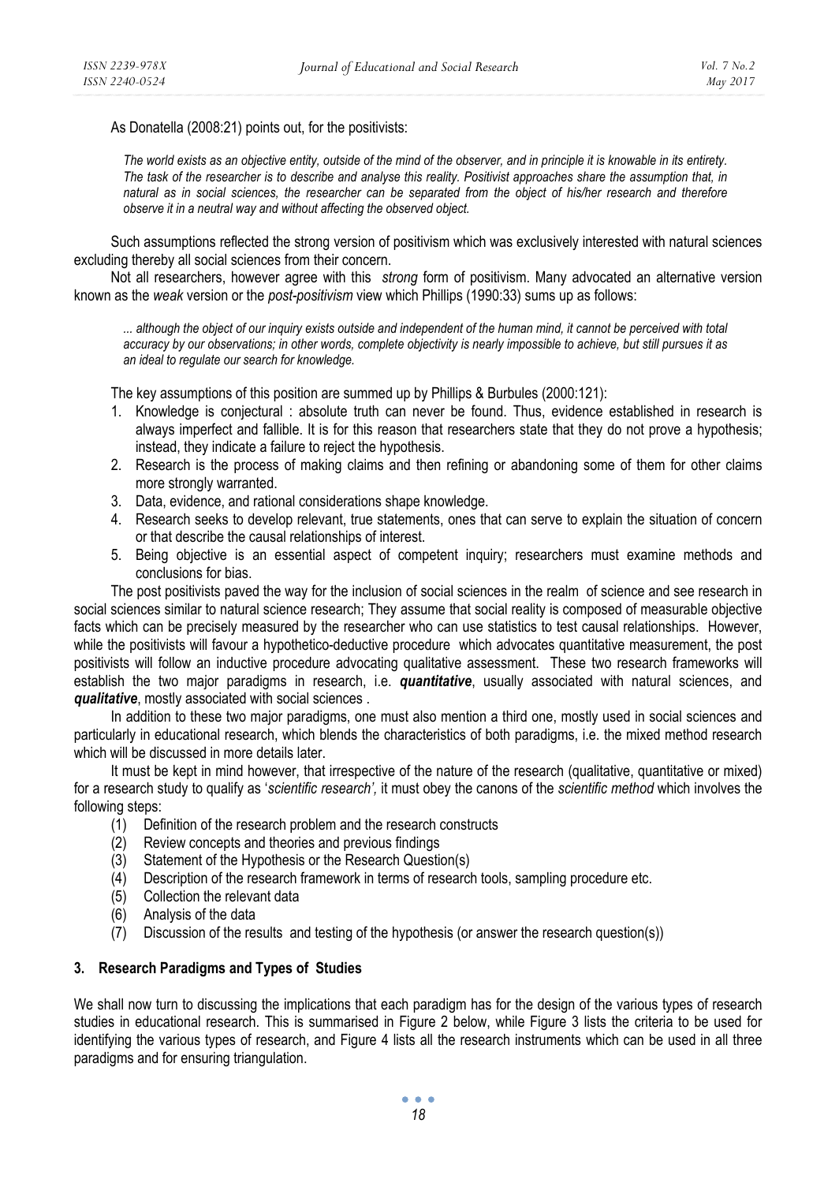As Donatella (2008:21) points out, for the positivists:

> *The world exists as an objective entity, outside of the mind of the observer, and in principle it is knowable in its entirety. The task of the researcher is to describe and analyse this reality. Positivist approaches share the assumption that, in natural as in social sciences, the researcher can be separated from the object of his/her research and therefore observe it in a neutral way and without affecting the observed object.*

Such assumptions reflected the strong version of positivism which was exclusively interested with natural sciences excluding thereby all social sciences from their concern.

Not all researchers, however agree with this *strong* form of positivism. Many advocated an alternative version known as the *weak* version or the *post-positivism* view which Phillips (1990:33) sums up as follows:

> *... although the object of our inquiry exists outside and independent of the human mind, it cannot be perceived with total accuracy by our observations; in other words, complete objectivity is nearly impossible to achieve, but still pursues it as an ideal to regulate our search for knowledge.*

The key assumptions of this position are summed up by Phillips & Burbules (2000:121):

1. Knowledge is conjectural : absolute truth can never be found. Thus, evidence established in research is always imperfect and fallible. It is for this reason that researchers state that they do not prove a hypothesis; instead, they indicate a failure to reject the hypothesis.
2. Research is the process of making claims and then refining or abandoning some of them for other claims more strongly warranted.
3. Data, evidence, and rational considerations shape knowledge.
4. Research seeks to develop relevant, true statements, ones that can serve to explain the situation of concern or that describe the causal relationships of interest.
5. Being objective is an essential aspect of competent inquiry; researchers must examine methods and conclusions for bias.

The post positivists paved the way for the inclusion of social sciences in the realm of science and see research in social sciences similar to natural science research; They assume that social reality is composed of measurable objective facts which can be precisely measured by the researcher who can use statistics to test causal relationships. However, while the positivists will favour a hypothetico-deductive procedure which advocates quantitative measurement, the post positivists will follow an inductive procedure advocating qualitative assessment. These two research frameworks will establish the two major paradigms in research, i.e. ***quantitative***, usually associated with natural sciences, and ***qualitative***, mostly associated with social sciences .

In addition to these two major paradigms, one must also mention a third one, mostly used in social sciences and particularly in educational research, which blends the characteristics of both paradigms, i.e. the mixed method research which will be discussed in more details later.

It must be kept in mind however, that irrespective of the nature of the research (qualitative, quantitative or mixed) for a research study to qualify as '*scientific research',* it must obey the canons of the *scientific method* which involves the following steps:

(1) Definition of the research problem and the research constructs
(2) Review concepts and theories and previous findings
(3) Statement of the Hypothesis or the Research Question(s)
(4) Description of the research framework in terms of research tools, sampling procedure etc.
(5) Collection the relevant data
(6) Analysis of the data
(7) Discussion of the results and testing of the hypothesis (or answer the research question(s))

## 3. Research Paradigms and Types of Studies

We shall now turn to discussing the implications that each paradigm has for the design of the various types of research studies in educational research. This is summarised in Figure 2 below, while Figure 3 lists the criteria to be used for identifying the various types of research, and Figure 4 lists all the research instruments which can be used in all three paradigms and for ensuring triangulation.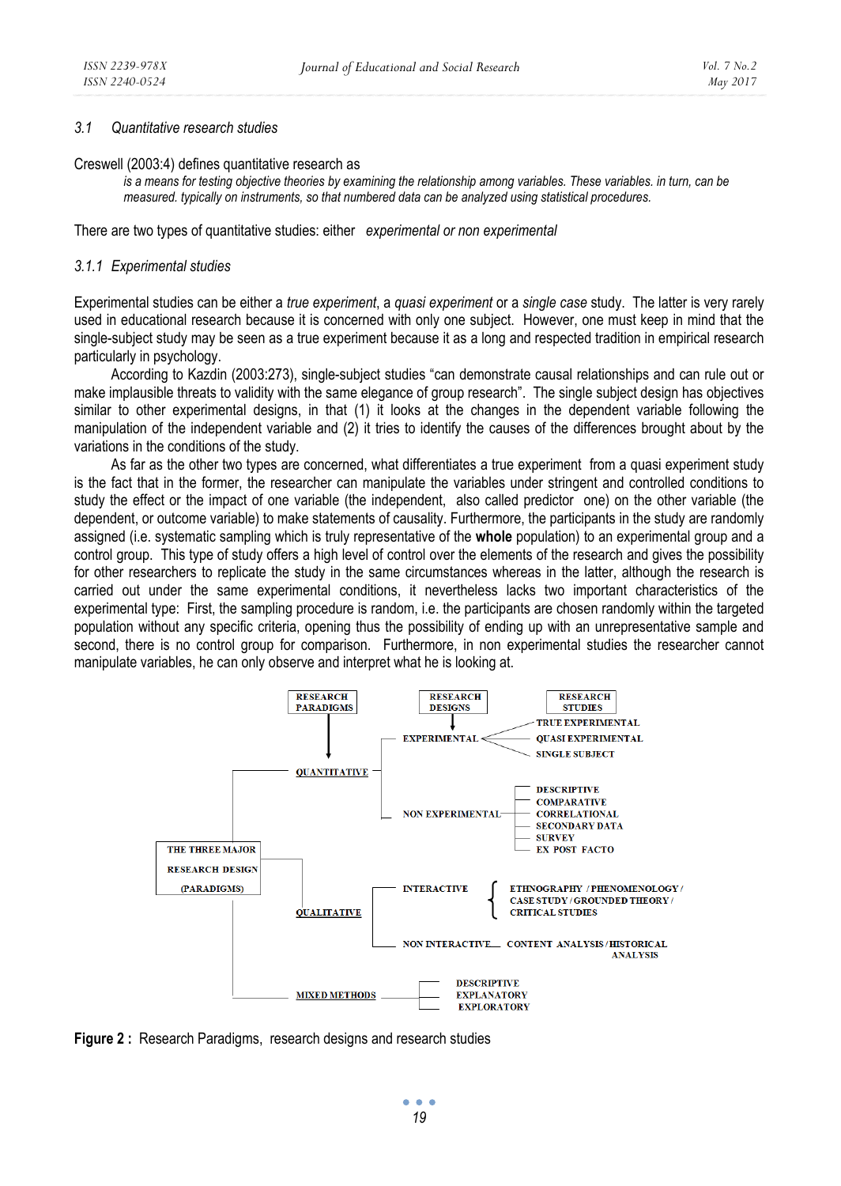### 3.1 Quantitative research studies

Creswell (2003:4) defines quantitative research as

> *is a means for testing objective theories by examining the relationship among variables. These variables. in turn, can be measured. typically on instruments, so that numbered data can be analyzed using statistical procedures.*

There are two types of quantitative studies: either *experimental or non experimental*

#### 3.1.1 Experimental studies

Experimental studies can be either a *true experiment*, a *quasi experiment* or a *single case* study. The latter is very rarely used in educational research because it is concerned with only one subject. However, one must keep in mind that the single-subject study may be seen as a true experiment because it as a long and respected tradition in empirical research particularly in psychology.

According to Kazdin (2003:273), single-subject studies "can demonstrate causal relationships and can rule out or make implausible threats to validity with the same elegance of group research". The single subject design has objectives similar to other experimental designs, in that (1) it looks at the changes in the dependent variable following the manipulation of the independent variable and (2) it tries to identify the causes of the differences brought about by the variations in the conditions of the study.

As far as the other two types are concerned, what differentiates a true experiment from a quasi experiment study is the fact that in the former, the researcher can manipulate the variables under stringent and controlled conditions to study the effect or the impact of one variable (the independent, also called predictor one) on the other variable (the dependent, or outcome variable) to make statements of causality. Furthermore, the participants in the study are randomly assigned (i.e. systematic sampling which is truly representative of the **whole** population) to an experimental group and a control group. This type of study offers a high level of control over the elements of the research and gives the possibility for other researchers to replicate the study in the same circumstances whereas in the latter, although the research is carried out under the same experimental conditions, it nevertheless lacks two important characteristics of the experimental type: First, the sampling procedure is random, i.e. the participants are chosen randomly within the targeted population without any specific criteria, opening thus the possibility of ending up with an unrepresentative sample and second, there is no control group for comparison. Furthermore, in non experimental studies the researcher cannot manipulate variables, he can only observe and interpret what he is looking at.

- THE THREE MAJOR RESEARCH DESIGN (PARADIGMS)
  - QUANTITATIVE
    - EXPERIMENTAL: TRUE EXPERIMENTAL; QUASI EXPERIMENTAL; SINGLE SUBJECT
    - NON EXPERIMENTAL: DESCRIPTIVE; COMPARATIVE; CORRELATIONAL; SECONDARY DATA; SURVEY; EX POST FACTO
  - QUALITATIVE
    - INTERACTIVE: ETHNOGRAPHY / PHENOMENOLOGY / CASE STUDY / GROUNDED THEORY / CRITICAL STUDIES
    - NON INTERACTIVE: CONTENT ANALYSIS / HISTORICAL ANALYSIS
  - MIXED METHODS: DESCRIPTIVE; EXPLANATORY; EXPLORATORY

(Columns: RESEARCH PARADIGMS → RESEARCH DESIGNS → RESEARCH STUDIES)

**Figure 2 :** Research Paradigms, research designs and research studies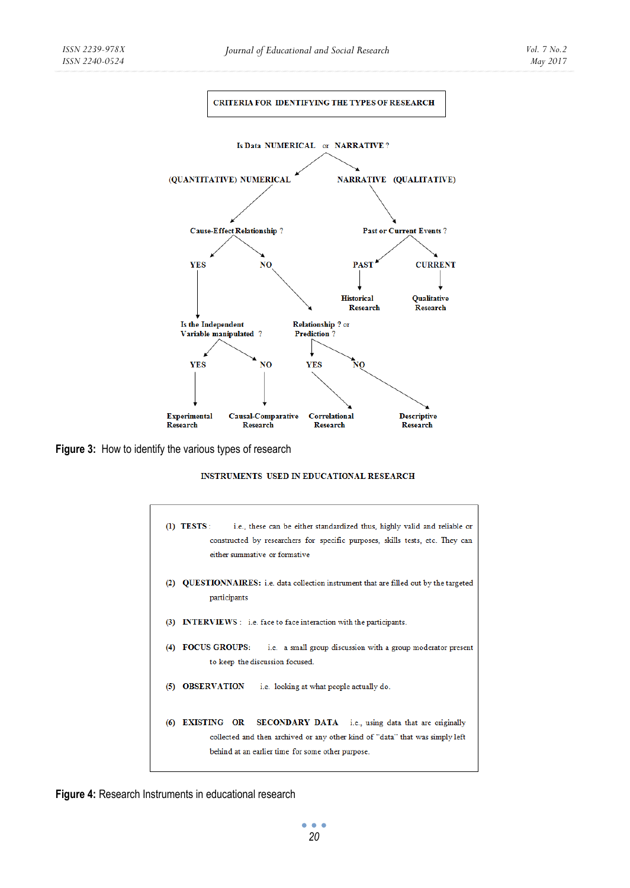**CRITERIA FOR IDENTIFYING THE TYPES OF RESEARCH**

- Is Data NUMERICAL or NARRATIVE ?
  - (QUANTITATIVE) NUMERICAL
    - Cause-Effect Relationship ?
      - YES
        - Is the Independent Variable manipulated ?
          - YES → Experimental Research
          - NO → Causal-Comparative Research
      - NO
        - Relationship ? or Prediction ?
          - YES → Correlational Research
          - NO → Descriptive Research
  - NARRATIVE (QUALITATIVE)
    - Past or Current Events ?
      - PAST → Historical Research
      - CURRENT → Qualitative Research

**Figure 3:** How to identify the various types of research

**INSTRUMENTS USED IN EDUCATIONAL RESEARCH**

(1) **TESTS**: i.e., these can be either standardized thus, highly valid and reliable or constructed by researchers for specific purposes, skills tests, etc. They can either summative or formative

(2) **QUESTIONNAIRES:** i.e. data collection instrument that are filled out by the targeted participants

(3) **INTERVIEWS** : i.e. face to face interaction with the participants.

(4) **FOCUS GROUPS:** i.e. a small group discussion with a group moderator present to keep the discussion focused.

(5) **OBSERVATION** i.e. looking at what people actually do.

(6) **EXISTING OR SECONDARY DATA** i.e., using data that are originally collected and then archived or any other kind of "data" that was simply left behind at an earlier time for some other purpose.

**Figure 4:** Research Instruments in educational research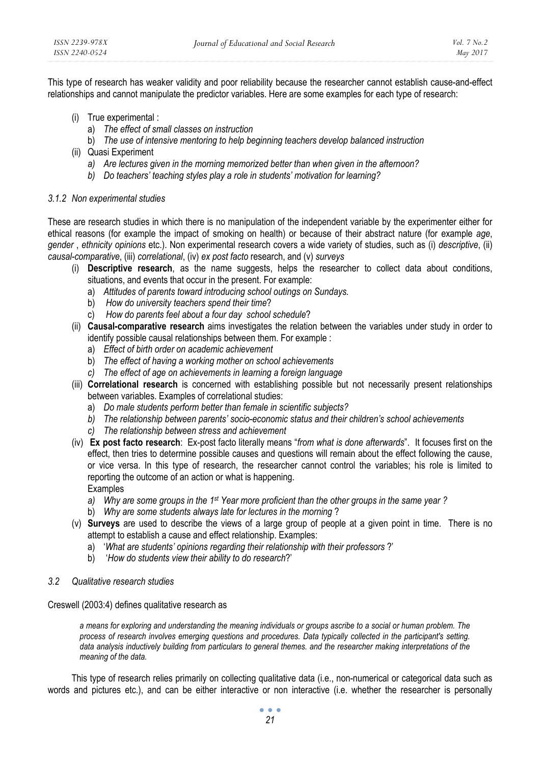This type of research has weaker validity and poor reliability because the researcher cannot establish cause-and-effect relationships and cannot manipulate the predictor variables. Here are some examples for each type of research:

(i) True experimental :
   a) *The effect of small classes on instruction*
   b) *The use of intensive mentoring to help beginning teachers develop balanced instruction*
(ii) Quasi Experiment
   *a) Are lectures given in the morning memorized better than when given in the afternoon?*
   *b) Do teachers' teaching styles play a role in students' motivation for learning?*

### *3.1.2 Non experimental studies*

These are research studies in which there is no manipulation of the independent variable by the experimenter either for ethical reasons (for example the impact of smoking on health) or because of their abstract nature (for example *age*, *gender* , *ethnicity opinions* etc.). Non experimental research covers a wide variety of studies, such as (i) *descriptive*, (ii) *causal-comparative*, (iii) *correlational*, (iv) *ex post facto* research, and (v) *surveys*

(i) **Descriptive research**, as the name suggests, helps the researcher to collect data about conditions, situations, and events that occur in the present. For example:
   a) *Attitudes of parents toward introducing school outings on Sundays.*
   b) *How do university teachers spend their time*?
   c) *How do parents feel about a four day school schedule*?
(ii) **Causal-comparative research** aims investigates the relation between the variables under study in order to identify possible causal relationships between them. For example :
   a) *Effect of birth order on academic achievement*
   b) *The effect of having a working mother on school achievements*
   *c) The effect of age on achievements in learning a foreign language*
(iii) **Correlational research** is concerned with establishing possible but not necessarily present relationships between variables. Examples of correlational studies:
   a) *Do male students perform better than female in scientific subjects?*
   *b) The relationship between parents' socio-economic status and their children's school achievements*
   *c) The relationship between stress and achievement*
(iv) **Ex post facto research**: Ex-post facto literally means "*from what is done afterwards*". It focuses first on the effect, then tries to determine possible causes and questions will remain about the effect following the cause, or vice versa. In this type of research, the researcher cannot control the variables; his role is limited to reporting the outcome of an action or what is happening.
   Examples
   *a) Why are some groups in the 1st Year more proficient than the other groups in the same year ?*
   b) *Why are some students always late for lectures in the morning* ?
(v) **Surveys** are used to describe the views of a large group of people at a given point in time. There is no attempt to establish a cause and effect relationship. Examples:
   a) '*What are students' opinions regarding their relationship with their professors* ?'
   b) '*How do students view their ability to do research*?'

## *3.2 Qualitative research studies*

Creswell (2003:4) defines qualitative research as

> *a means for exploring and understanding the meaning individuals or groups ascribe to a social or human problem. The process of research involves emerging questions and procedures. Data typically collected in the participant's setting. data analysis inductively building from particulars to general themes. and the researcher making interpretations of the meaning of the data.*

This type of research relies primarily on collecting qualitative data (i.e., non-numerical or categorical data such as words and pictures etc.), and can be either interactive or non interactive (i.e. whether the researcher is personally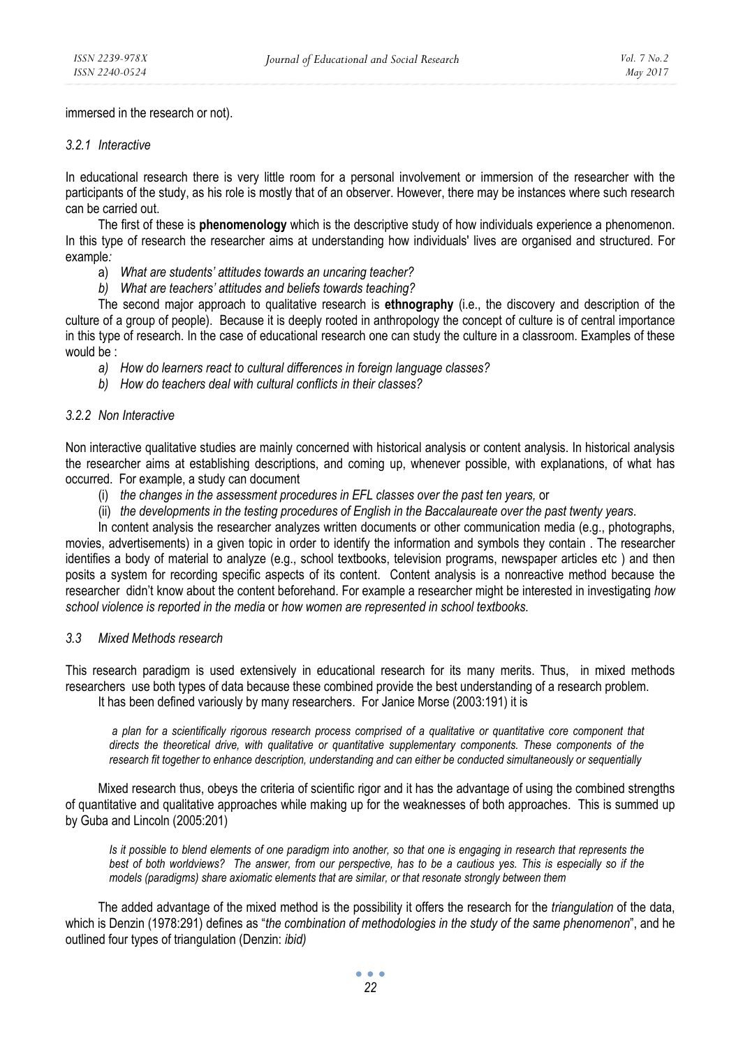immersed in the research or not).

### 3.2.1 Interactive

In educational research there is very little room for a personal involvement or immersion of the researcher with the participants of the study, as his role is mostly that of an observer. However, there may be instances where such research can be carried out.

The first of these is **phenomenology** which is the descriptive study of how individuals experience a phenomenon. In this type of research the researcher aims at understanding how individuals' lives are organised and structured. For example*:*

a) *What are students' attitudes towards an uncaring teacher?*
b) *What are teachers' attitudes and beliefs towards teaching?*

The second major approach to qualitative research is **ethnography** (i.e., the discovery and description of the culture of a group of people). Because it is deeply rooted in anthropology the concept of culture is of central importance in this type of research. In the case of educational research one can study the culture in a classroom. Examples of these would be :

a) *How do learners react to cultural differences in foreign language classes?*
b) *How do teachers deal with cultural conflicts in their classes?*

### 3.2.2 Non Interactive

Non interactive qualitative studies are mainly concerned with historical analysis or content analysis. In historical analysis the researcher aims at establishing descriptions, and coming up, whenever possible, with explanations, of what has occurred. For example, a study can document

(i) *the changes in the assessment procedures in EFL classes over the past ten years,* or
(ii) *the developments in the testing procedures of English in the Baccalaureate over the past twenty years.*

In content analysis the researcher analyzes written documents or other communication media (e.g., photographs, movies, advertisements) in a given topic in order to identify the information and symbols they contain . The researcher identifies a body of material to analyze (e.g., school textbooks, television programs, newspaper articles etc ) and then posits a system for recording specific aspects of its content. Content analysis is a nonreactive method because the researcher didn't know about the content beforehand. For example a researcher might be interested in investigating *how school violence is reported in the media* or *how women are represented in school textbooks.*

## 3.3 Mixed Methods research

This research paradigm is used extensively in educational research for its many merits. Thus, in mixed methods researchers use both types of data because these combined provide the best understanding of a research problem.

It has been defined variously by many researchers. For Janice Morse (2003:191) it is

> *a plan for a scientifically rigorous research process comprised of a qualitative or quantitative core component that directs the theoretical drive, with qualitative or quantitative supplementary components. These components of the research fit together to enhance description, understanding and can either be conducted simultaneously or sequentially*

Mixed research thus, obeys the criteria of scientific rigor and it has the advantage of using the combined strengths of quantitative and qualitative approaches while making up for the weaknesses of both approaches. This is summed up by Guba and Lincoln (2005:201)

> *Is it possible to blend elements of one paradigm into another, so that one is engaging in research that represents the best of both worldviews? The answer, from our perspective, has to be a cautious yes. This is especially so if the models (paradigms) share axiomatic elements that are similar, or that resonate strongly between them*

The added advantage of the mixed method is the possibility it offers the research for the *triangulation* of the data, which is Denzin (1978:291) defines as "*the combination of methodologies in the study of the same phenomenon*", and he outlined four types of triangulation (Denzin: *ibid)*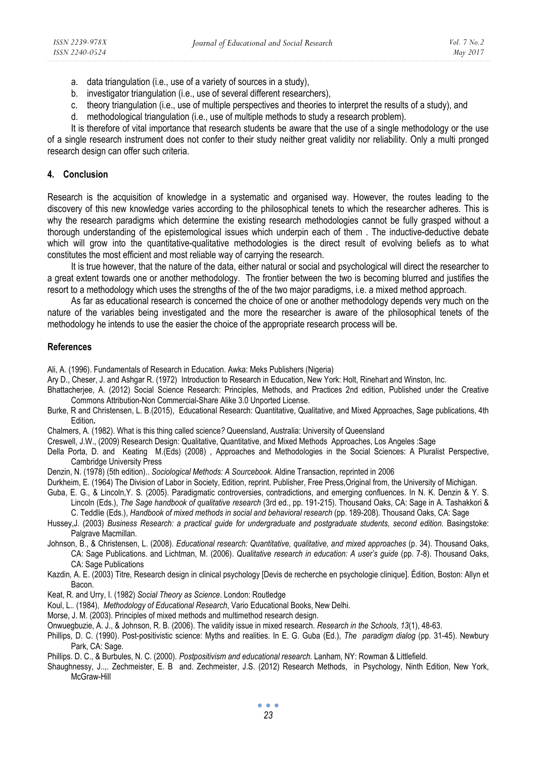a. data triangulation (i.e., use of a variety of sources in a study),
b. investigator triangulation (i.e., use of several different researchers),
c. theory triangulation (i.e., use of multiple perspectives and theories to interpret the results of a study), and
d. methodological triangulation (i.e., use of multiple methods to study a research problem).

It is therefore of vital importance that research students be aware that the use of a single methodology or the use of a single research instrument does not confer to their study neither great validity nor reliability. Only a multi pronged research design can offer such criteria.

## 4. Conclusion

Research is the acquisition of knowledge in a systematic and organised way. However, the routes leading to the discovery of this new knowledge varies according to the philosophical tenets to which the researcher adheres. This is why the research paradigms which determine the existing research methodologies cannot be fully grasped without a thorough understanding of the epistemological issues which underpin each of them . The inductive-deductive debate which will grow into the quantitative-qualitative methodologies is the direct result of evolving beliefs as to what constitutes the most efficient and most reliable way of carrying the research.

It is true however, that the nature of the data, either natural or social and psychological will direct the researcher to a great extent towards one or another methodology. The frontier between the two is becoming blurred and justifies the resort to a methodology which uses the strengths of the of the two major paradigms, i.e. a mixed method approach.

As far as educational research is concerned the choice of one or another methodology depends very much on the nature of the variables being investigated and the more the researcher is aware of the philosophical tenets of the methodology he intends to use the easier the choice of the appropriate research process will be.

## References

Ali, A. (1996). Fundamentals of Research in Education. Awka: Meks Publishers (Nigeria)

Ary D., Cheser, J. and Ashgar R. (1972) Introduction to Research in Education, New York: Holt, Rinehart and Winston, Inc.

Bhattacherjee, A. (2012) Social Science Research: Principles, Methods, and Practices 2nd edition, Published under the Creative Commons Attribution-Non Commercial-Share Alike 3.0 Unported License.

Burke, R and Christensen, L. B.(2015), Educational Research: Quantitative, Qualitative, and Mixed Approaches, Sage publications, 4th Edition**.**

Chalmers, A. (1982). What is this thing called science*?* Queensland, Australia: University of Queensland

Creswell, J.W., (2009) Research Design: Qualitative, Quantitative, and Mixed Methods Approaches, Los Angeles :Sage

Della Porta, D. and Keating M.(Eds) (2008) , Approaches and Methodologies in the Social Sciences: A Pluralist Perspective, Cambridge University Press

Denzin, N. (1978) (5th edition).. *Sociological Methods: A Sourcebook.* Aldine Transaction, reprinted in 2006

Durkheim, E. (1964) The Division of Labor in Society, Edition, reprint. Publisher, Free Press,Original from, the University of Michigan.

Guba, E. G., & Lincoln,Y. S. (2005). Paradigmatic controversies, contradictions, and emerging confluences. In N. K. Denzin & Y. S. Lincoln (Eds.), *The Sage handbook of qualitative research* (3rd ed., pp. 191-215). Thousand Oaks, CA: Sage in A. Tashakkori & C. Teddlie (Eds.), *Handbook of mixed methods in social and behavioral research* (pp. 189-208). Thousand Oaks, CA: Sage

Hussey,J. (2003) *Business Research: a practical guide for undergraduate and postgraduate students, second edition.* Basingstoke: Palgrave Macmillan.

Johnson, B., & Christensen, L. (2008). *Educational research: Quantitative, qualitative, and mixed approaches* (p. 34). Thousand Oaks, CA: Sage Publications. and Lichtman, M. (2006). *Qualitative research in education: A user's guide* (pp. 7-8). Thousand Oaks, CA: Sage Publications

Kazdin, A. E. (2003) Titre, Research design in clinical psychology [Devis de recherche en psychologie clinique]. Édition, Boston: Allyn et Bacon.

Keat, R. and Urry, I. (1982) *Social Theory as Science*. London: Routledge

Koul, L.. (1984), *Methodology of Educational Research*, Vario Educational Books, New Delhi.

Morse, J. M. (2003). Principles of mixed methods and multimethod research design.

Onwuegbuzie, A. J., & Johnson, R. B. (2006). The validity issue in mixed research. *Research in the Schools*, *13*(1), 48-63.

Phillips, D. C. (1990). Post-positivistic science: Myths and realities. In E. G. Guba (Ed.), *The paradigm dialog* (pp. 31-45). Newbury Park, CA: Sage.

Phillips. D. C., & Burbules, N. C. (2000). *Postpositivism and educational research.* Lanham, NY: Rowman & Littlefield.

Shaughnessy, J..,. Zechmeister, E. B and. Zechmeister, J.S. (2012) Research Methods, in Psychology, Ninth Edition, New York, McGraw-Hill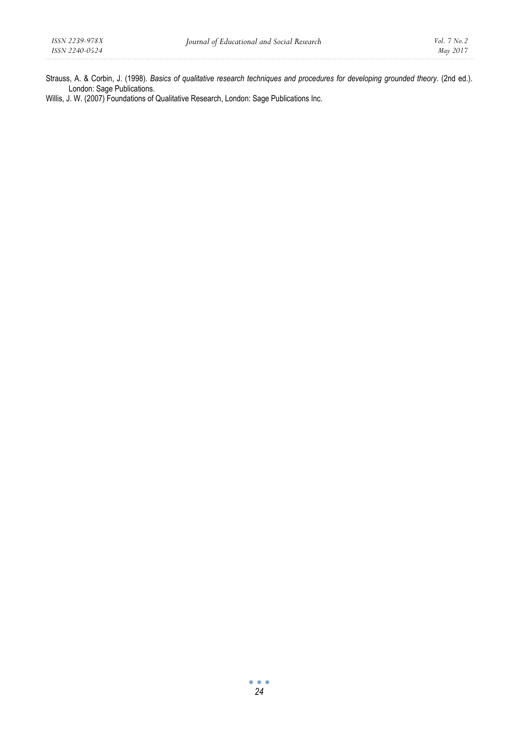Strauss, A. & Corbin, J. (1998). *Basics of qualitative research techniques and procedures for developing grounded theory*. (2nd ed.). London: Sage Publications.

Willis, J. W. (2007) Foundations of Qualitative Research, London: Sage Publications Inc.